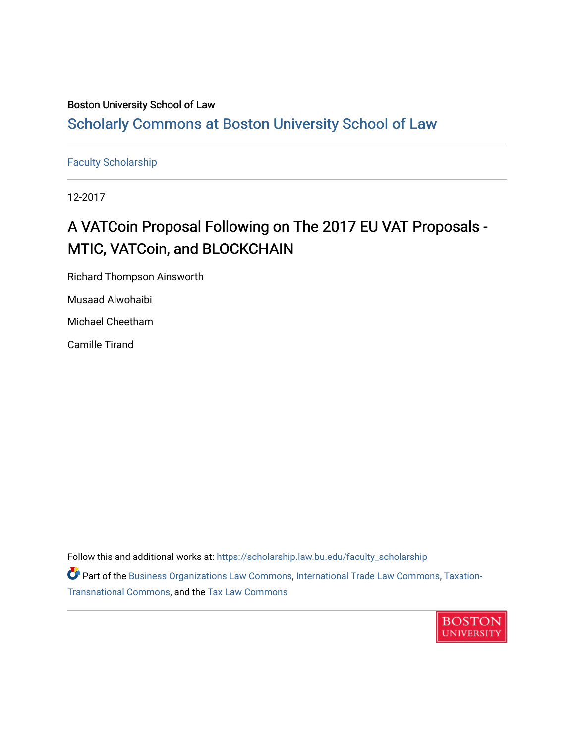Boston University School of Law

# Scholarly Commons at Boston University School of Law

Faculty Scholarship

12-2017

## A VATCoin Proposal Following on The 2017 EU VAT Proposals - MTIC, VATCoin, and BLOCKCHAIN

Richard Thompson Ainsworth

Musaad Alwohaibi

Michael Cheetham

Camille Tirand

Follow this and additional works at: https://scholarship.law.bu.edu/faculty_scholarship

Part of the Business Organizations Law Commons, International Trade Law Commons, Taxation-Transnational Commons, and the Tax Law Commons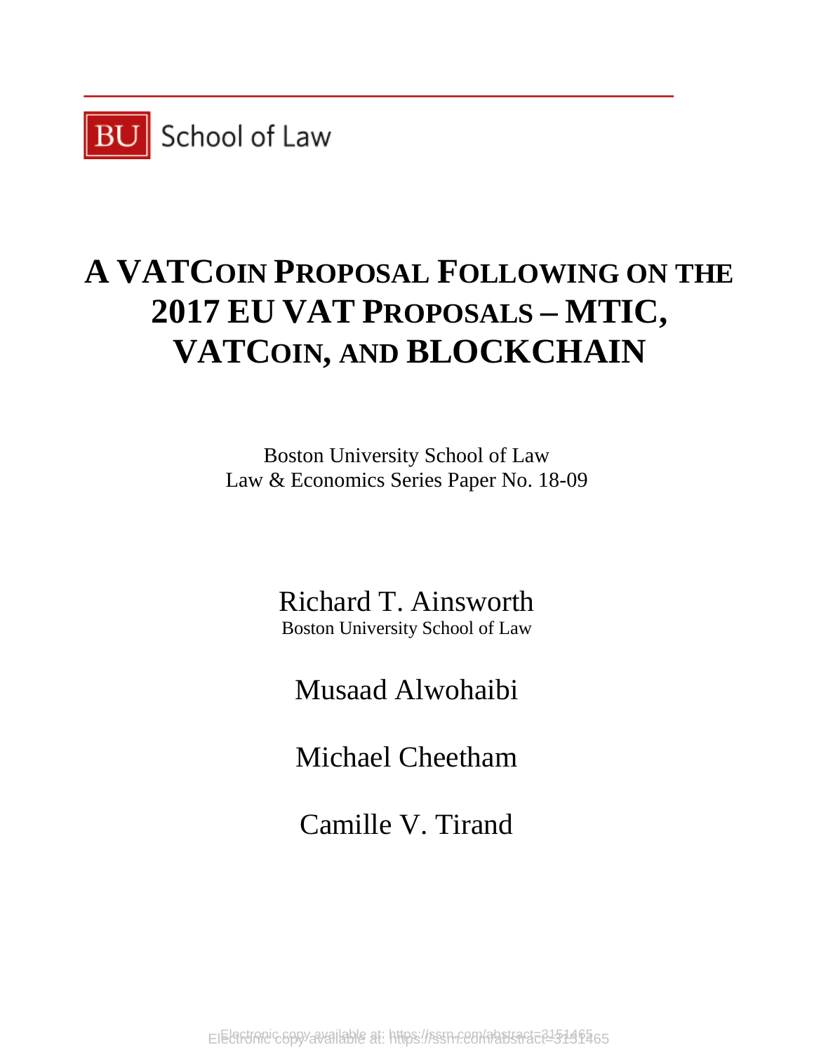# A VATCOIN PROPOSAL FOLLOWING ON THE 2017 EU VAT PROPOSALS – MTIC, VATCOIN, AND BLOCKCHAIN

Boston University School of Law
Law & Economics Series Paper No. 18-09

Richard T. Ainsworth
Boston University School of Law

Musaad Alwohaibi

Michael Cheetham

Camille V. Tirand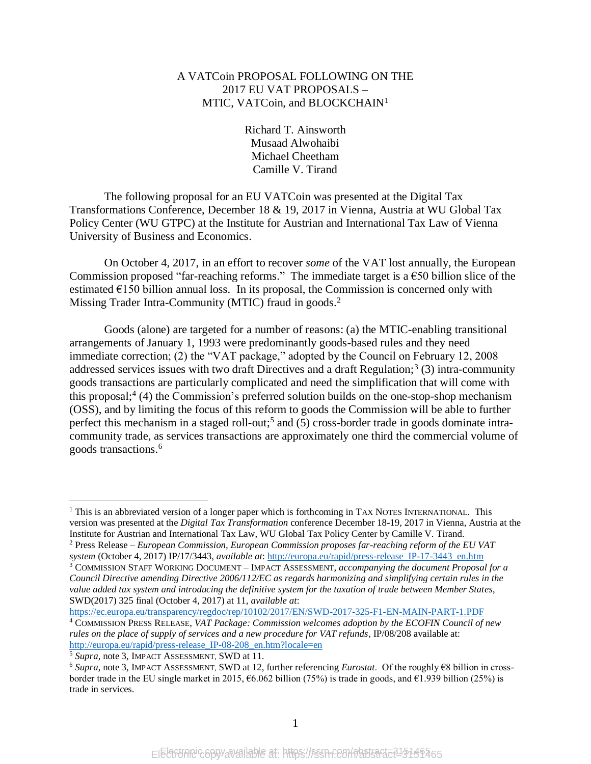A VATCoin PROPOSAL FOLLOWING ON THE 2017 EU VAT PROPOSALS – MTIC, VATCoin, and BLOCKCHAIN[1]

Richard T. Ainsworth
Musaad Alwohaibi
Michael Cheetham
Camille V. Tirand

The following proposal for an EU VATCoin was presented at the Digital Tax Transformations Conference, December 18 & 19, 2017 in Vienna, Austria at WU Global Tax Policy Center (WU GTPC) at the Institute for Austrian and International Tax Law of Vienna University of Business and Economics.

On October 4, 2017, in an effort to recover *some* of the VAT lost annually, the European Commission proposed "far-reaching reforms." The immediate target is a €50 billion slice of the estimated €150 billion annual loss. In its proposal, the Commission is concerned only with Missing Trader Intra-Community (MTIC) fraud in goods.[2]

Goods (alone) are targeted for a number of reasons: (a) the MTIC-enabling transitional arrangements of January 1, 1993 were predominantly goods-based rules and they need immediate correction; (2) the "VAT package," adopted by the Council on February 12, 2008 addressed services issues with two draft Directives and a draft Regulation;[3] (3) intra-community goods transactions are particularly complicated and need the simplification that will come with this proposal;[4] (4) the Commission's preferred solution builds on the one-stop-shop mechanism (OSS), and by limiting the focus of this reform to goods the Commission will be able to further perfect this mechanism in a staged roll-out;[5] and (5) cross-border trade in goods dominate intra-community trade, as services transactions are approximately one third the commercial volume of goods transactions.[6]

---

[1] This is an abbreviated version of a longer paper which is forthcoming in TAX NOTES INTERNATIONAL. This version was presented at the *Digital Tax Transformation* conference December 18-19, 2017 in Vienna, Austria at the Institute for Austrian and International Tax Law, WU Global Tax Policy Center by Camille V. Tirand.

[2] Press Release – *European Commission, European Commission proposes far-reaching reform of the EU VAT system* (October 4, 2017) IP/17/3443, *available at*: http://europa.eu/rapid/press-release_IP-17-3443_en.htm

[3] COMMISSION STAFF WORKING DOCUMENT – IMPACT ASSESSMENT, *accompanying the document Proposal for a Council Directive amending Directive 2006/112/EC as regards harmonizing and simplifying certain rules in the value added tax system and introducing the definitive system for the taxation of trade between Member States*, SWD(2017) 325 final (October 4, 2017) at 11, *available at*: https://ec.europa.eu/transparency/regdoc/rep/10102/2017/EN/SWD-2017-325-F1-EN-MAIN-PART-1.PDF

[4] COMMISSION PRESS RELEASE, *VAT Package: Commission welcomes adoption by the ECOFIN Council of new rules on the place of supply of services and a new procedure for VAT refunds*, IP/08/208 available at: http://europa.eu/rapid/press-release_IP-08-208_en.htm?locale=en

[5] *Supra*, note 3, IMPACT ASSESSMENT, SWD at 11.

[6] *Supra*, note 3, IMPACT ASSESSMENT, SWD at 12, further referencing *Eurostat*. Of the roughly €8 billion in cross-border trade in the EU single market in 2015, €6.062 billion (75%) is trade in goods, and €1.939 billion (25%) is trade in services.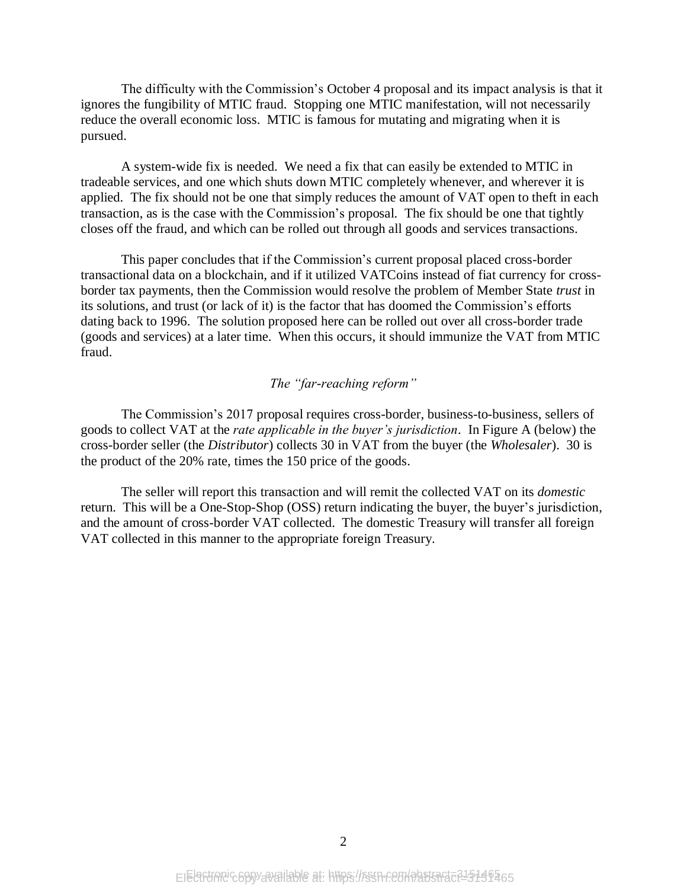The difficulty with the Commission's October 4 proposal and its impact analysis is that it ignores the fungibility of MTIC fraud. Stopping one MTIC manifestation, will not necessarily reduce the overall economic loss. MTIC is famous for mutating and migrating when it is pursued.

A system-wide fix is needed. We need a fix that can easily be extended to MTIC in tradeable services, and one which shuts down MTIC completely whenever, and wherever it is applied. The fix should not be one that simply reduces the amount of VAT open to theft in each transaction, as is the case with the Commission's proposal. The fix should be one that tightly closes off the fraud, and which can be rolled out through all goods and services transactions.

This paper concludes that if the Commission's current proposal placed cross-border transactional data on a blockchain, and if it utilized VATCoins instead of fiat currency for cross-border tax payments, then the Commission would resolve the problem of Member State *trust* in its solutions, and trust (or lack of it) is the factor that has doomed the Commission's efforts dating back to 1996. The solution proposed here can be rolled out over all cross-border trade (goods and services) at a later time. When this occurs, it should immunize the VAT from MTIC fraud.

*The "far-reaching reform"*

The Commission's 2017 proposal requires cross-border, business-to-business, sellers of goods to collect VAT at the *rate applicable in the buyer's jurisdiction*. In Figure A (below) the cross-border seller (the *Distributor*) collects 30 in VAT from the buyer (the *Wholesaler*). 30 is the product of the 20% rate, times the 150 price of the goods.

The seller will report this transaction and will remit the collected VAT on its *domestic* return. This will be a One-Stop-Shop (OSS) return indicating the buyer, the buyer's jurisdiction, and the amount of cross-border VAT collected. The domestic Treasury will transfer all foreign VAT collected in this manner to the appropriate foreign Treasury.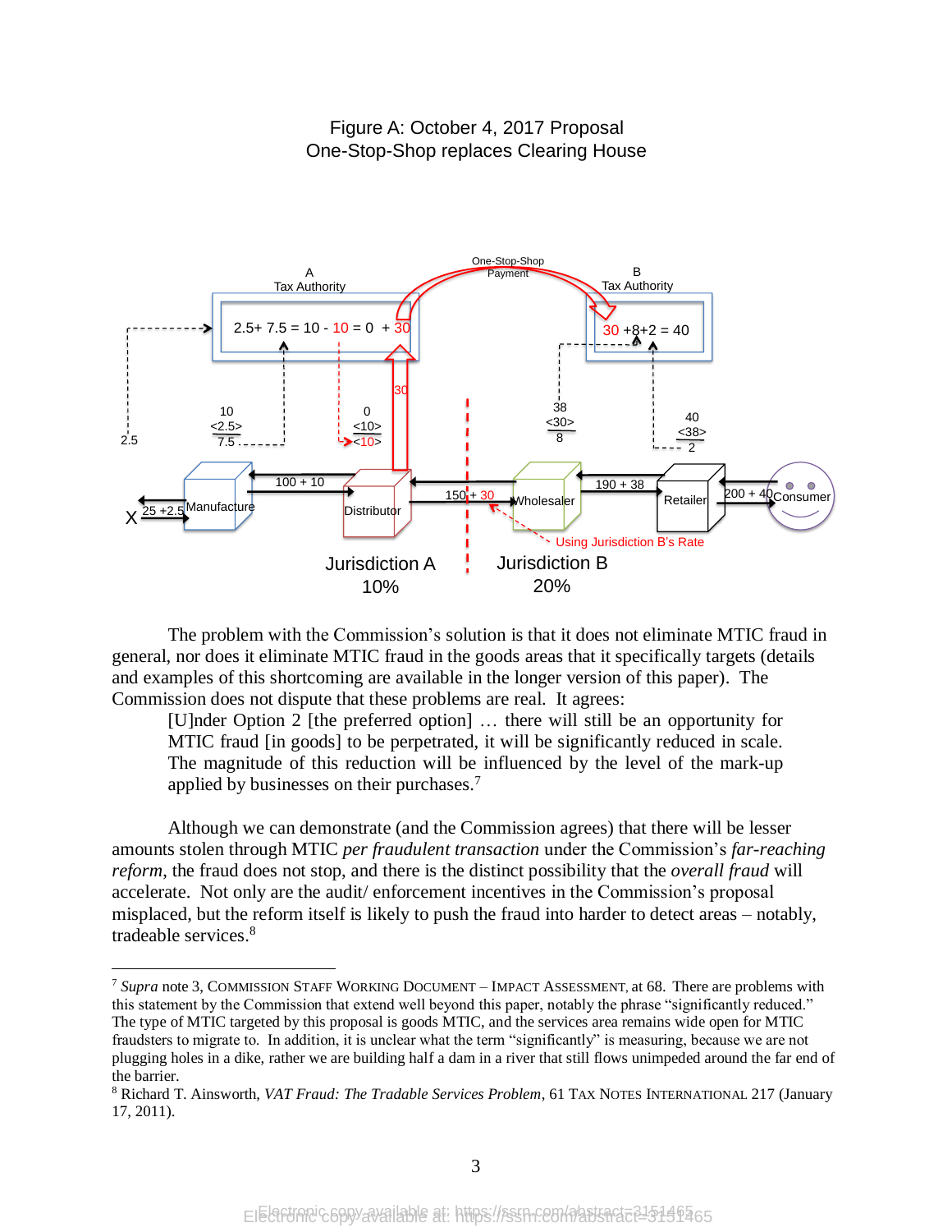Figure A: October 4, 2017 Proposal
One-Stop-Shop replaces Clearing House

The problem with the Commission's solution is that it does not eliminate MTIC fraud in general, nor does it eliminate MTIC fraud in the goods areas that it specifically targets (details and examples of this shortcoming are available in the longer version of this paper). The Commission does not dispute that these problems are real. It agrees:

> [U]nder Option 2 [the preferred option] … there will still be an opportunity for MTIC fraud [in goods] to be perpetrated, it will be significantly reduced in scale. The magnitude of this reduction will be influenced by the level of the mark-up applied by businesses on their purchases.[7]

Although we can demonstrate (and the Commission agrees) that there will be lesser amounts stolen through MTIC *per fraudulent transaction* under the Commission's *far-reaching reform*, the fraud does not stop, and there is the distinct possibility that the *overall fraud* will accelerate. Not only are the audit/ enforcement incentives in the Commission's proposal misplaced, but the reform itself is likely to push the fraud into harder to detect areas – notably, tradeable services.[8]

---

[7] *Supra* note 3, COMMISSION STAFF WORKING DOCUMENT – IMPACT ASSESSMENT, at 68. There are problems with this statement by the Commission that extend well beyond this paper, notably the phrase "significantly reduced." The type of MTIC targeted by this proposal is goods MTIC, and the services area remains wide open for MTIC fraudsters to migrate to. In addition, it is unclear what the term "significantly" is measuring, because we are not plugging holes in a dike, rather we are building half a dam in a river that still flows unimpeded around the far end of the barrier.

[8] Richard T. Ainsworth, *VAT Fraud: The Tradable Services Problem*, 61 TAX NOTES INTERNATIONAL 217 (January 17, 2011).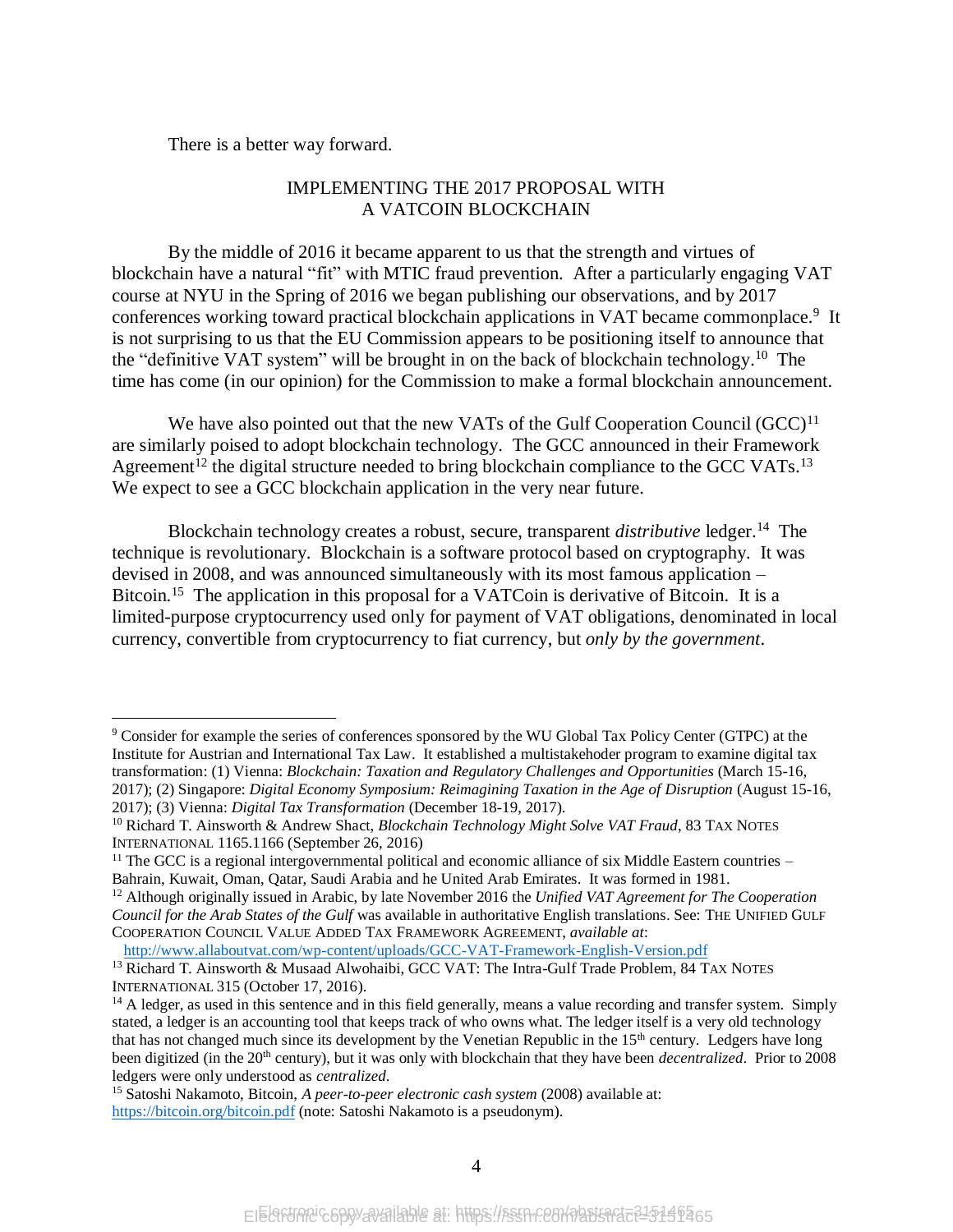There is a better way forward.

## IMPLEMENTING THE 2017 PROPOSAL WITH A VATCOIN BLOCKCHAIN

By the middle of 2016 it became apparent to us that the strength and virtues of blockchain have a natural "fit" with MTIC fraud prevention. After a particularly engaging VAT course at NYU in the Spring of 2016 we began publishing our observations, and by 2017 conferences working toward practical blockchain applications in VAT became commonplace.[9] It is not surprising to us that the EU Commission appears to be positioning itself to announce that the "definitive VAT system" will be brought in on the back of blockchain technology.[10] The time has come (in our opinion) for the Commission to make a formal blockchain announcement.

We have also pointed out that the new VATs of the Gulf Cooperation Council (GCC)[11] are similarly poised to adopt blockchain technology. The GCC announced in their Framework Agreement[12] the digital structure needed to bring blockchain compliance to the GCC VATs.[13] We expect to see a GCC blockchain application in the very near future.

Blockchain technology creates a robust, secure, transparent *distributive* ledger.[14] The technique is revolutionary. Blockchain is a software protocol based on cryptography. It was devised in 2008, and was announced simultaneously with its most famous application – Bitcoin.[15] The application in this proposal for a VATCoin is derivative of Bitcoin. It is a limited-purpose cryptocurrency used only for payment of VAT obligations, denominated in local currency, convertible from cryptocurrency to fiat currency, but *only by the government*.

---

[9] Consider for example the series of conferences sponsored by the WU Global Tax Policy Center (GTPC) at the Institute for Austrian and International Tax Law. It established a multistakehoder program to examine digital tax transformation: (1) Vienna: *Blockchain: Taxation and Regulatory Challenges and Opportunities* (March 15-16, 2017); (2) Singapore: *Digital Economy Symposium: Reimagining Taxation in the Age of Disruption* (August 15-16, 2017); (3) Vienna: *Digital Tax Transformation* (December 18-19, 2017).

[10] Richard T. Ainsworth & Andrew Shact, *Blockchain Technology Might Solve VAT Fraud*, 83 TAX NOTES INTERNATIONAL 1165.1166 (September 26, 2016)

[11] The GCC is a regional intergovernmental political and economic alliance of six Middle Eastern countries – Bahrain, Kuwait, Oman, Qatar, Saudi Arabia and he United Arab Emirates. It was formed in 1981.

[12] Although originally issued in Arabic, by late November 2016 the *Unified VAT Agreement for The Cooperation Council for the Arab States of the Gulf* was available in authoritative English translations. See: THE UNIFIED GULF COOPERATION COUNCIL VALUE ADDED TAX FRAMEWORK AGREEMENT, *available at*: http://www.allaboutvat.com/wp-content/uploads/GCC-VAT-Framework-English-Version.pdf

[13] Richard T. Ainsworth & Musaad Alwohaibi, GCC VAT: The Intra-Gulf Trade Problem, 84 TAX NOTES INTERNATIONAL 315 (October 17, 2016).

[14] A ledger, as used in this sentence and in this field generally, means a value recording and transfer system. Simply stated, a ledger is an accounting tool that keeps track of who owns what. The ledger itself is a very old technology that has not changed much since its development by the Venetian Republic in the 15th century. Ledgers have long been digitized (in the 20th century), but it was only with blockchain that they have been *decentralized*. Prior to 2008 ledgers were only understood as *centralized*.

[15] Satoshi Nakamoto, Bitcoin, *A peer-to-peer electronic cash system* (2008) available at: https://bitcoin.org/bitcoin.pdf (note: Satoshi Nakamoto is a pseudonym).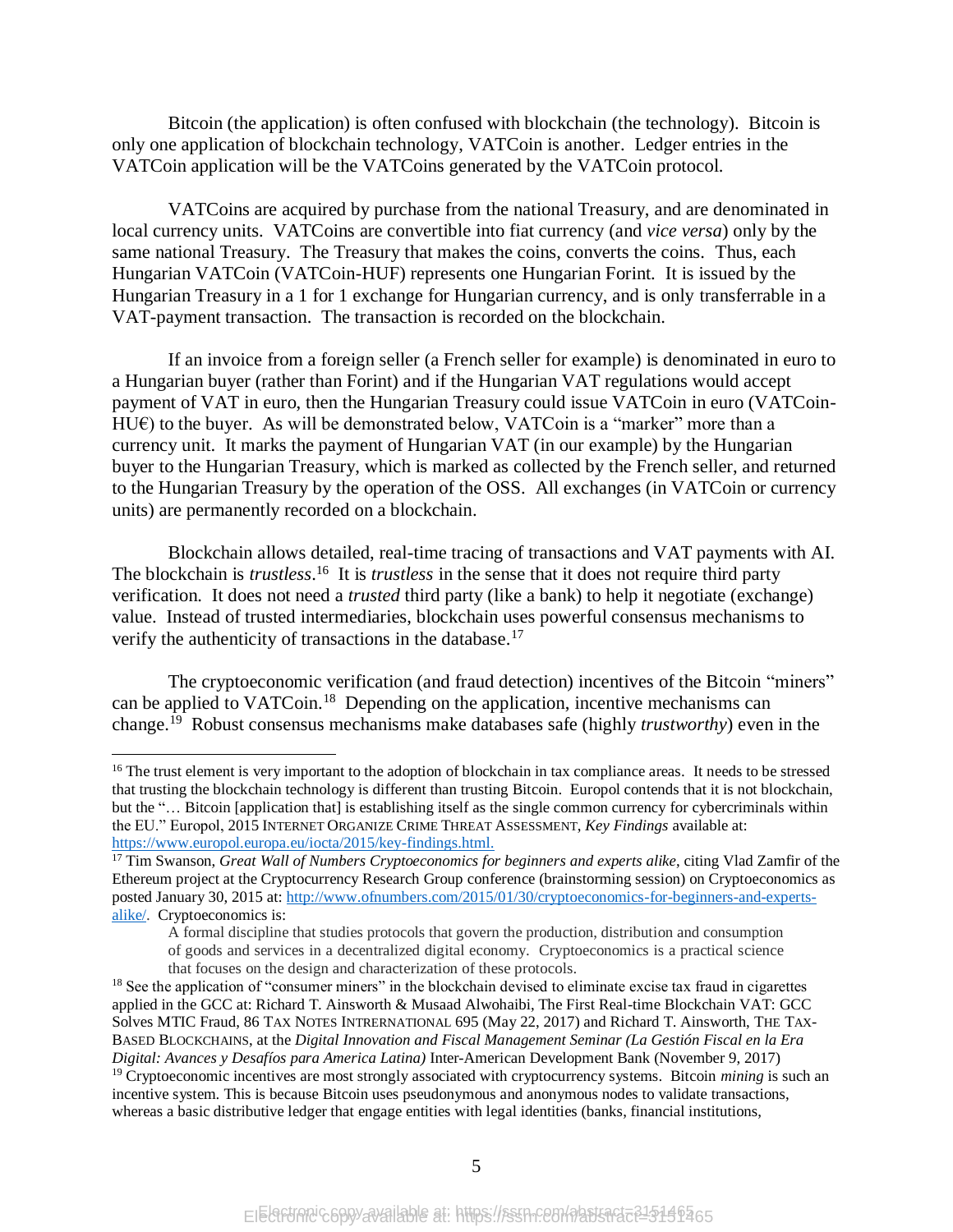Bitcoin (the application) is often confused with blockchain (the technology). Bitcoin is only one application of blockchain technology, VATCoin is another. Ledger entries in the VATCoin application will be the VATCoins generated by the VATCoin protocol.

VATCoins are acquired by purchase from the national Treasury, and are denominated in local currency units. VATCoins are convertible into fiat currency (and *vice versa*) only by the same national Treasury. The Treasury that makes the coins, converts the coins. Thus, each Hungarian VATCoin (VATCoin-HUF) represents one Hungarian Forint. It is issued by the Hungarian Treasury in a 1 for 1 exchange for Hungarian currency, and is only transferrable in a VAT-payment transaction. The transaction is recorded on the blockchain.

If an invoice from a foreign seller (a French seller for example) is denominated in euro to a Hungarian buyer (rather than Forint) and if the Hungarian VAT regulations would accept payment of VAT in euro, then the Hungarian Treasury could issue VATCoin in euro (VATCoin-HU€) to the buyer. As will be demonstrated below, VATCoin is a "marker" more than a currency unit. It marks the payment of Hungarian VAT (in our example) by the Hungarian buyer to the Hungarian Treasury, which is marked as collected by the French seller, and returned to the Hungarian Treasury by the operation of the OSS. All exchanges (in VATCoin or currency units) are permanently recorded on a blockchain.

Blockchain allows detailed, real-time tracing of transactions and VAT payments with AI. The blockchain is *trustless*.[16] It is *trustless* in the sense that it does not require third party verification. It does not need a *trusted* third party (like a bank) to help it negotiate (exchange) value. Instead of trusted intermediaries, blockchain uses powerful consensus mechanisms to verify the authenticity of transactions in the database.[17]

The cryptoeconomic verification (and fraud detection) incentives of the Bitcoin "miners" can be applied to VATCoin.[18] Depending on the application, incentive mechanisms can change.[19] Robust consensus mechanisms make databases safe (highly *trustworthy*) even in the

---

[16] The trust element is very important to the adoption of blockchain in tax compliance areas. It needs to be stressed that trusting the blockchain technology is different than trusting Bitcoin. Europol contends that it is not blockchain, but the "… Bitcoin [application that] is establishing itself as the single common currency for cybercriminals within the EU." Europol, 2015 INTERNET ORGANIZE CRIME THREAT ASSESSMENT, *Key Findings* available at: https://www.europol.europa.eu/iocta/2015/key-findings.html.

[17] Tim Swanson, *Great Wall of Numbers Cryptoeconomics for beginners and experts alike*, citing Vlad Zamfir of the Ethereum project at the Cryptocurrency Research Group conference (brainstorming session) on Cryptoeconomics as posted January 30, 2015 at: http://www.ofnumbers.com/2015/01/30/cryptoeconomics-for-beginners-and-experts-alike/. Cryptoeconomics is:

> A formal discipline that studies protocols that govern the production, distribution and consumption of goods and services in a decentralized digital economy. Cryptoeconomics is a practical science that focuses on the design and characterization of these protocols.

[18] See the application of "consumer miners" in the blockchain devised to eliminate excise tax fraud in cigarettes applied in the GCC at: Richard T. Ainsworth & Musaad Alwohaibi, The First Real-time Blockchain VAT: GCC Solves MTIC Fraud, 86 TAX NOTES INTERRNATIONAL 695 (May 22, 2017) and Richard T. Ainsworth, THE TAX-BASED BLOCKCHAINS, at the *Digital Innovation and Fiscal Management Seminar (La Gestión Fiscal en la Era Digital: Avances y Desafíos para America Latina)* Inter-American Development Bank (November 9, 2017)

[19] Cryptoeconomic incentives are most strongly associated with cryptocurrency systems. Bitcoin *mining* is such an incentive system. This is because Bitcoin uses pseudonymous and anonymous nodes to validate transactions, whereas a basic distributive ledger that engage entities with legal identities (banks, financial institutions,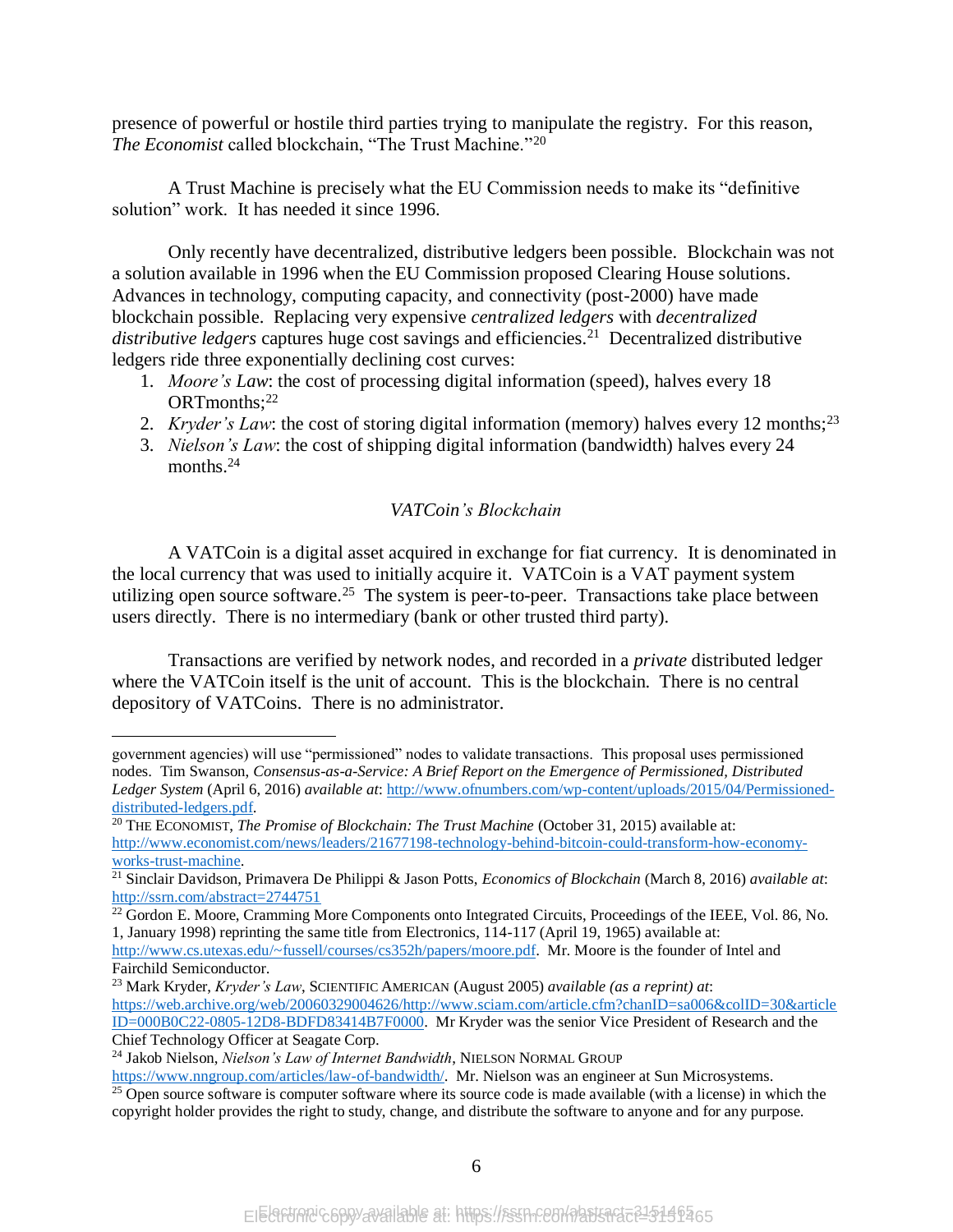presence of powerful or hostile third parties trying to manipulate the registry. For this reason, *The Economist* called blockchain, "The Trust Machine."[20]

A Trust Machine is precisely what the EU Commission needs to make its "definitive solution" work. It has needed it since 1996.

Only recently have decentralized, distributive ledgers been possible. Blockchain was not a solution available in 1996 when the EU Commission proposed Clearing House solutions. Advances in technology, computing capacity, and connectivity (post-2000) have made blockchain possible. Replacing very expensive *centralized ledgers* with *decentralized distributive ledgers* captures huge cost savings and efficiencies.[21] Decentralized distributive ledgers ride three exponentially declining cost curves:

1. *Moore's Law*: the cost of processing digital information (speed), halves every 18 ORTmonths;[22]
2. *Kryder's Law*: the cost of storing digital information (memory) halves every 12 months;[23]
3. *Nielson's Law*: the cost of shipping digital information (bandwidth) halves every 24 months.[24]

*VATCoin's Blockchain*

A VATCoin is a digital asset acquired in exchange for fiat currency. It is denominated in the local currency that was used to initially acquire it. VATCoin is a VAT payment system utilizing open source software.[25] The system is peer-to-peer. Transactions take place between users directly. There is no intermediary (bank or other trusted third party).

Transactions are verified by network nodes, and recorded in a *private* distributed ledger where the VATCoin itself is the unit of account. This is the blockchain. There is no central depository of VATCoins. There is no administrator.

---

government agencies) will use "permissioned" nodes to validate transactions. This proposal uses permissioned nodes. Tim Swanson, *Consensus-as-a-Service: A Brief Report on the Emergence of Permissioned, Distributed Ledger System* (April 6, 2016) *available at*: http://www.ofnumbers.com/wp-content/uploads/2015/04/Permissioned-distributed-ledgers.pdf.

[20] The Economist, *The Promise of Blockchain: The Trust Machine* (October 31, 2015) available at: http://www.economist.com/news/leaders/21677198-technology-behind-bitcoin-could-transform-how-economy-works-trust-machine.

[21] Sinclair Davidson, Primavera De Philippi & Jason Potts, *Economics of Blockchain* (March 8, 2016) *available at*: http://ssrn.com/abstract=2744751

[22] Gordon E. Moore, Cramming More Components onto Integrated Circuits, Proceedings of the IEEE, Vol. 86, No. 1, January 1998) reprinting the same title from Electronics, 114-117 (April 19, 1965) available at: http://www.cs.utexas.edu/~fussell/courses/cs352h/papers/moore.pdf. Mr. Moore is the founder of Intel and Fairchild Semiconductor.

[23] Mark Kryder, *Kryder's Law*, Scientific American (August 2005) *available (as a reprint) at*: https://web.archive.org/web/20060329004626/http://www.sciam.com/article.cfm?chanID=sa006&colID=30&articleID=000B0C22-0805-12D8-BDFD83414B7F0000. Mr Kryder was the senior Vice President of Research and the Chief Technology Officer at Seagate Corp.

[24] Jakob Nielson, *Nielson's Law of Internet Bandwidth*, Nielson Normal Group https://www.nngroup.com/articles/law-of-bandwidth/. Mr. Nielson was an engineer at Sun Microsystems.

[25] Open source software is computer software where its source code is made available (with a license) in which the copyright holder provides the right to study, change, and distribute the software to anyone and for any purpose.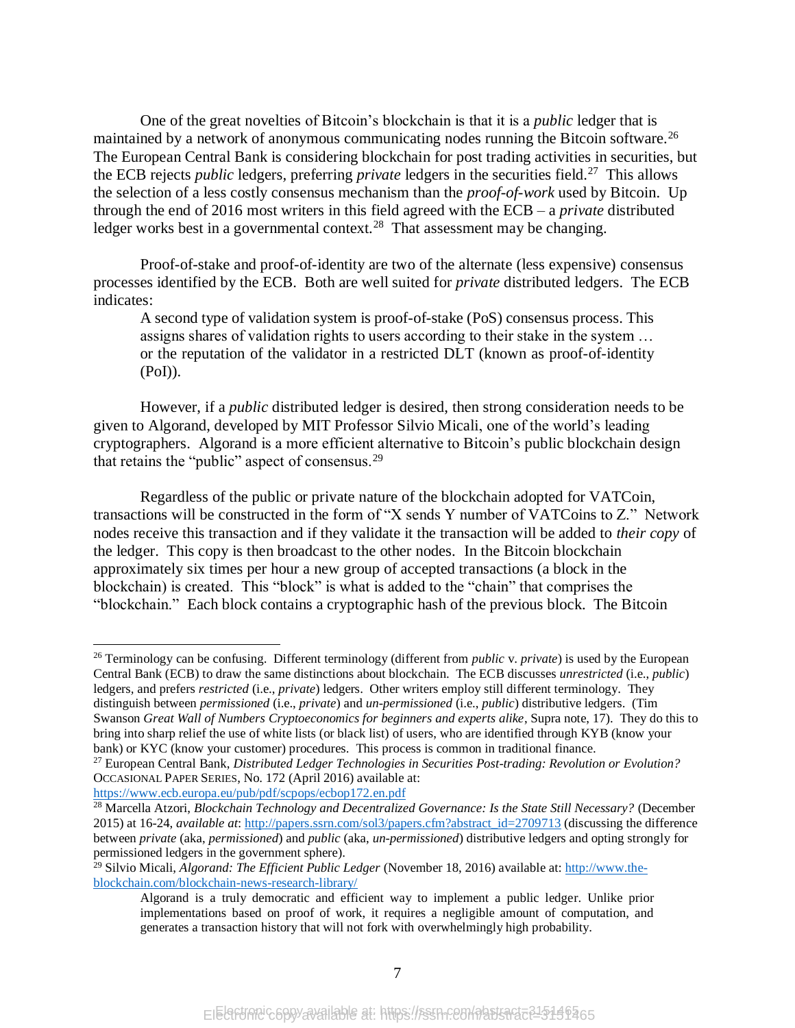One of the great novelties of Bitcoin's blockchain is that it is a *public* ledger that is maintained by a network of anonymous communicating nodes running the Bitcoin software.[26] The European Central Bank is considering blockchain for post trading activities in securities, but the ECB rejects *public* ledgers, preferring *private* ledgers in the securities field.[27] This allows the selection of a less costly consensus mechanism than the *proof-of-work* used by Bitcoin. Up through the end of 2016 most writers in this field agreed with the ECB – a *private* distributed ledger works best in a governmental context.[28] That assessment may be changing.

Proof-of-stake and proof-of-identity are two of the alternate (less expensive) consensus processes identified by the ECB. Both are well suited for *private* distributed ledgers. The ECB indicates:

> A second type of validation system is proof-of-stake (PoS) consensus process. This assigns shares of validation rights to users according to their stake in the system … or the reputation of the validator in a restricted DLT (known as proof-of-identity (PoI)).

However, if a *public* distributed ledger is desired, then strong consideration needs to be given to Algorand, developed by MIT Professor Silvio Micali, one of the world's leading cryptographers. Algorand is a more efficient alternative to Bitcoin's public blockchain design that retains the "public" aspect of consensus.[29]

Regardless of the public or private nature of the blockchain adopted for VATCoin, transactions will be constructed in the form of "X sends Y number of VATCoins to Z." Network nodes receive this transaction and if they validate it the transaction will be added to *their copy* of the ledger. This copy is then broadcast to the other nodes. In the Bitcoin blockchain approximately six times per hour a new group of accepted transactions (a block in the blockchain) is created. This "block" is what is added to the "chain" that comprises the "blockchain." Each block contains a cryptographic hash of the previous block. The Bitcoin

---

[26] Terminology can be confusing. Different terminology (different from *public* v. *private*) is used by the European Central Bank (ECB) to draw the same distinctions about blockchain. The ECB discusses *unrestricted* (i.e., *public*) ledgers, and prefers *restricted* (i.e., *private*) ledgers. Other writers employ still different terminology. They distinguish between *permissioned* (i.e., *private*) and *un-permissioned* (i.e., *public*) distributive ledgers. (Tim Swanson *Great Wall of Numbers Cryptoeconomics for beginners and experts alike*, Supra note, 17). They do this to bring into sharp relief the use of white lists (or black list) of users, who are identified through KYB (know your bank) or KYC (know your customer) procedures. This process is common in traditional finance.

[27] European Central Bank, *Distributed Ledger Technologies in Securities Post-trading: Revolution or Evolution?* OCCASIONAL PAPER SERIES, No. 172 (April 2016) available at: https://www.ecb.europa.eu/pub/pdf/scpops/ecbop172.en.pdf

[28] Marcella Atzori, *Blockchain Technology and Decentralized Governance: Is the State Still Necessary?* (December 2015) at 16-24, *available at*: http://papers.ssrn.com/sol3/papers.cfm?abstract_id=2709713 (discussing the difference between *private* (aka, *permissioned*) and *public* (aka, *un-permissioned*) distributive ledgers and opting strongly for permissioned ledgers in the government sphere).

[29] Silvio Micali, *Algorand: The Efficient Public Ledger* (November 18, 2016) available at: http://www.the-blockchain.com/blockchain-news-research-library/

> Algorand is a truly democratic and efficient way to implement a public ledger. Unlike prior implementations based on proof of work, it requires a negligible amount of computation, and generates a transaction history that will not fork with overwhelmingly high probability.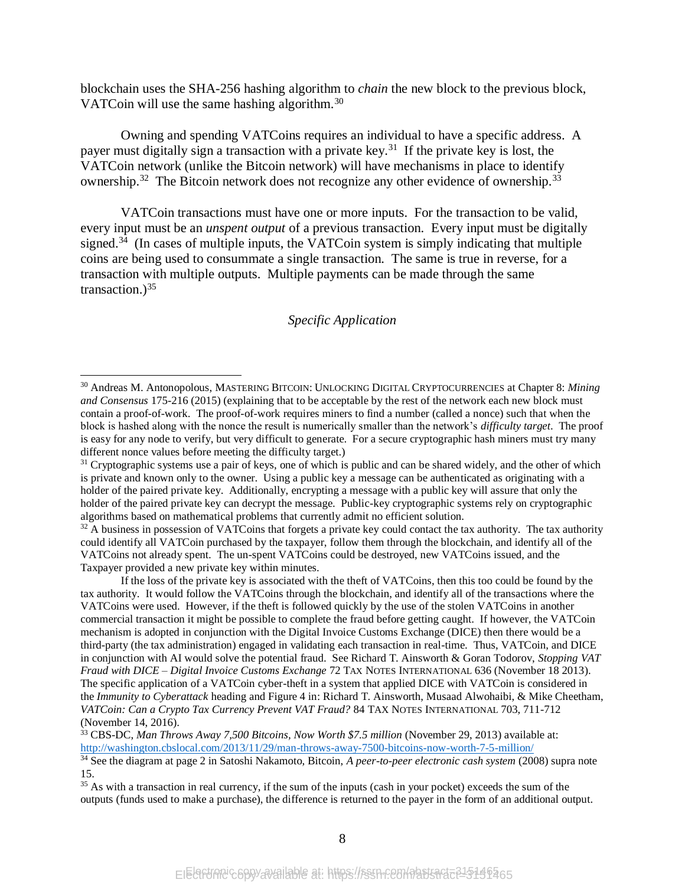blockchain uses the SHA-256 hashing algorithm to *chain* the new block to the previous block, VATCoin will use the same hashing algorithm.[30]

Owning and spending VATCoins requires an individual to have a specific address. A payer must digitally sign a transaction with a private key.[31] If the private key is lost, the VATCoin network (unlike the Bitcoin network) will have mechanisms in place to identify ownership.[32] The Bitcoin network does not recognize any other evidence of ownership.[33]

VATCoin transactions must have one or more inputs. For the transaction to be valid, every input must be an *unspent output* of a previous transaction. Every input must be digitally signed.[34] (In cases of multiple inputs, the VATCoin system is simply indicating that multiple coins are being used to consummate a single transaction. The same is true in reverse, for a transaction with multiple outputs. Multiple payments can be made through the same transaction.)[35]

*Specific Application*

---

[30] Andreas M. Antonopolous, MASTERING BITCOIN: UNLOCKING DIGITAL CRYPTOCURRENCIES at Chapter 8: *Mining and Consensus* 175-216 (2015) (explaining that to be acceptable by the rest of the network each new block must contain a proof-of-work. The proof-of-work requires miners to find a number (called a nonce) such that when the block is hashed along with the nonce the result is numerically smaller than the network's *difficulty target*. The proof is easy for any node to verify, but very difficult to generate. For a secure cryptographic hash miners must try many different nonce values before meeting the difficulty target.)

[31] Cryptographic systems use a pair of keys, one of which is public and can be shared widely, and the other of which is private and known only to the owner. Using a public key a message can be authenticated as originating with a holder of the paired private key. Additionally, encrypting a message with a public key will assure that only the holder of the paired private key can decrypt the message. Public-key cryptographic systems rely on cryptographic algorithms based on mathematical problems that currently admit no efficient solution.

[32] A business in possession of VATCoins that forgets a private key could contact the tax authority. The tax authority could identify all VATCoin purchased by the taxpayer, follow them through the blockchain, and identify all of the VATCoins not already spent. The un-spent VATCoins could be destroyed, new VATCoins issued, and the Taxpayer provided a new private key within minutes.

If the loss of the private key is associated with the theft of VATCoins, then this too could be found by the tax authority. It would follow the VATCoins through the blockchain, and identify all of the transactions where the VATCoins were used. However, if the theft is followed quickly by the use of the stolen VATCoins in another commercial transaction it might be possible to complete the fraud before getting caught. If however, the VATCoin mechanism is adopted in conjunction with the Digital Invoice Customs Exchange (DICE) then there would be a third-party (the tax administration) engaged in validating each transaction in real-time. Thus, VATCoin, and DICE in conjunction with AI would solve the potential fraud. See Richard T. Ainsworth & Goran Todorov, *Stopping VAT Fraud with DICE – Digital Invoice Customs Exchange* 72 TAX NOTES INTERNATIONAL 636 (November 18 2013). The specific application of a VATCoin cyber-theft in a system that applied DICE with VATCoin is considered in the *Immunity to Cyberattack* heading and Figure 4 in: Richard T. Ainsworth, Musaad Alwohaibi, & Mike Cheetham, *VATCoin: Can a Crypto Tax Currency Prevent VAT Fraud?* 84 TAX NOTES INTERNATIONAL 703, 711-712 (November 14, 2016).

[33] CBS-DC, *Man Throws Away 7,500 Bitcoins, Now Worth $7.5 million* (November 29, 2013) available at: http://washington.cbslocal.com/2013/11/29/man-throws-away-7500-bitcoins-now-worth-7-5-million/

[34] See the diagram at page 2 in Satoshi Nakamoto, Bitcoin, *A peer-to-peer electronic cash system* (2008) supra note 15.

[35] As with a transaction in real currency, if the sum of the inputs (cash in your pocket) exceeds the sum of the outputs (funds used to make a purchase), the difference is returned to the payer in the form of an additional output.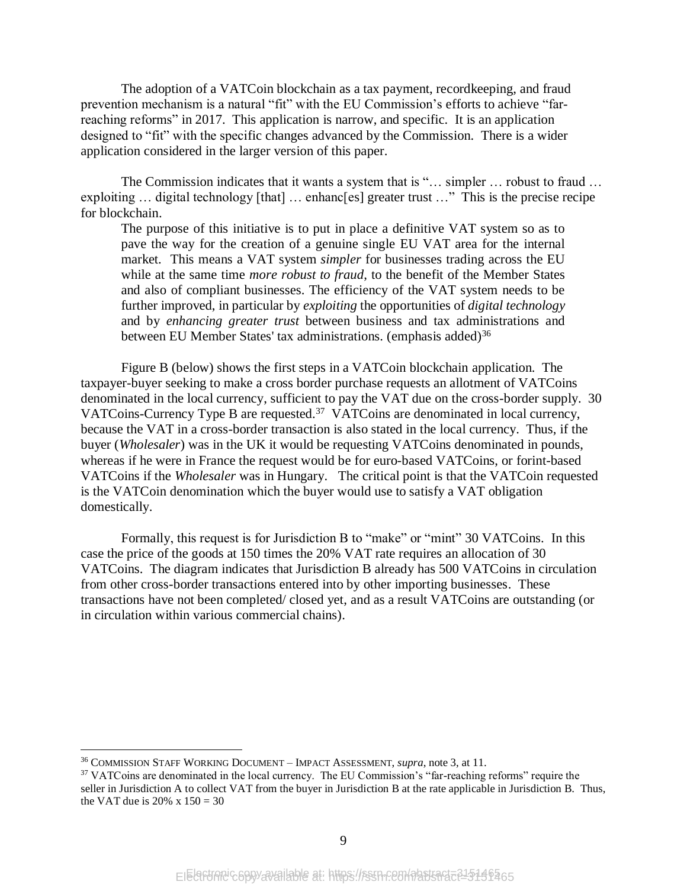The adoption of a VATCoin blockchain as a tax payment, recordkeeping, and fraud prevention mechanism is a natural "fit" with the EU Commission's efforts to achieve "far-reaching reforms" in 2017. This application is narrow, and specific. It is an application designed to "fit" with the specific changes advanced by the Commission. There is a wider application considered in the larger version of this paper.

The Commission indicates that it wants a system that is "… simpler … robust to fraud … exploiting … digital technology [that] … enhanc[es] greater trust …" This is the precise recipe for blockchain.

> The purpose of this initiative is to put in place a definitive VAT system so as to pave the way for the creation of a genuine single EU VAT area for the internal market. This means a VAT system *simpler* for businesses trading across the EU while at the same time *more robust to fraud*, to the benefit of the Member States and also of compliant businesses. The efficiency of the VAT system needs to be further improved, in particular by *exploiting* the opportunities of *digital technology* and by *enhancing greater trust* between business and tax administrations and between EU Member States' tax administrations. (emphasis added)[36]

Figure B (below) shows the first steps in a VATCoin blockchain application. The taxpayer-buyer seeking to make a cross border purchase requests an allotment of VATCoins denominated in the local currency, sufficient to pay the VAT due on the cross-border supply. 30 VATCoins-Currency Type B are requested.[37] VATCoins are denominated in local currency, because the VAT in a cross-border transaction is also stated in the local currency. Thus, if the buyer (*Wholesaler*) was in the UK it would be requesting VATCoins denominated in pounds, whereas if he were in France the request would be for euro-based VATCoins, or forint-based VATCoins if the *Wholesaler* was in Hungary. The critical point is that the VATCoin requested is the VATCoin denomination which the buyer would use to satisfy a VAT obligation domestically.

Formally, this request is for Jurisdiction B to "make" or "mint" 30 VATCoins. In this case the price of the goods at 150 times the 20% VAT rate requires an allocation of 30 VATCoins. The diagram indicates that Jurisdiction B already has 500 VATCoins in circulation from other cross-border transactions entered into by other importing businesses. These transactions have not been completed/ closed yet, and as a result VATCoins are outstanding (or in circulation within various commercial chains).

---

[36] COMMISSION STAFF WORKING DOCUMENT – IMPACT ASSESSMENT, *supra*, note 3, at 11.

[37] VATCoins are denominated in the local currency. The EU Commission's "far-reaching reforms" require the seller in Jurisdiction A to collect VAT from the buyer in Jurisdiction B at the rate applicable in Jurisdiction B. Thus, the VAT due is 20% x 150 = 30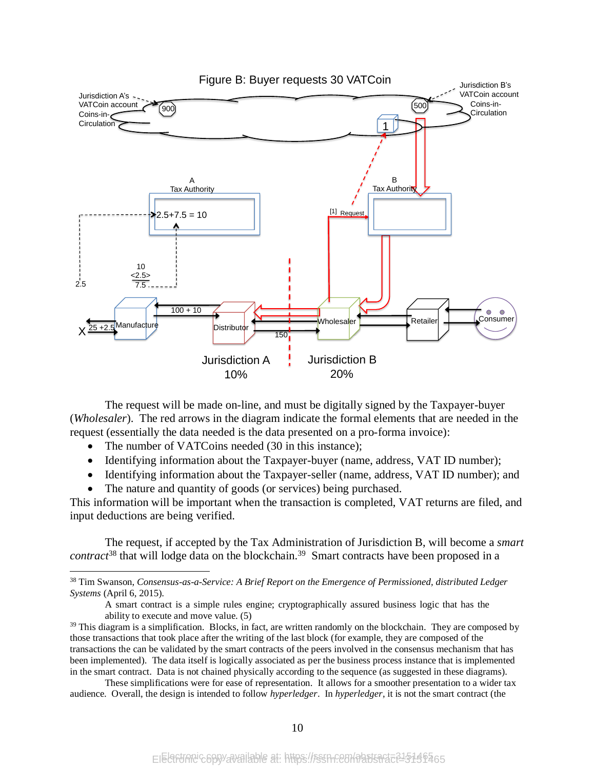Figure B: Buyer requests 30 VATCoin

The request will be made on-line, and must be digitally signed by the Taxpayer-buyer (*Wholesaler*). The red arrows in the diagram indicate the formal elements that are needed in the request (essentially the data needed is the data presented on a pro-forma invoice):

- The number of VATCoins needed (30 in this instance);
- Identifying information about the Taxpayer-buyer (name, address, VAT ID number);
- Identifying information about the Taxpayer-seller (name, address, VAT ID number); and
- The nature and quantity of goods (or services) being purchased.

This information will be important when the transaction is completed, VAT returns are filed, and input deductions are being verified.

The request, if accepted by the Tax Administration of Jurisdiction B, will become a *smart contract*[38] that will lodge data on the blockchain.[39] Smart contracts have been proposed in a

---

[38] Tim Swanson, *Consensus-as-a-Service: A Brief Report on the Emergence of Permissioned, distributed Ledger Systems* (April 6, 2015).

> A smart contract is a simple rules engine; cryptographically assured business logic that has the ability to execute and move value. (5)

[39] This diagram is a simplification. Blocks, in fact, are written randomly on the blockchain. They are composed by those transactions that took place after the writing of the last block (for example, they are composed of the transactions the can be validated by the smart contracts of the peers involved in the consensus mechanism that has been implemented). The data itself is logically associated as per the business process instance that is implemented in the smart contract. Data is not chained physically according to the sequence (as suggested in these diagrams).

These simplifications were for ease of representation. It allows for a smoother presentation to a wider tax audience. Overall, the design is intended to follow *hyperledger*. In *hyperledger*, it is not the smart contract (the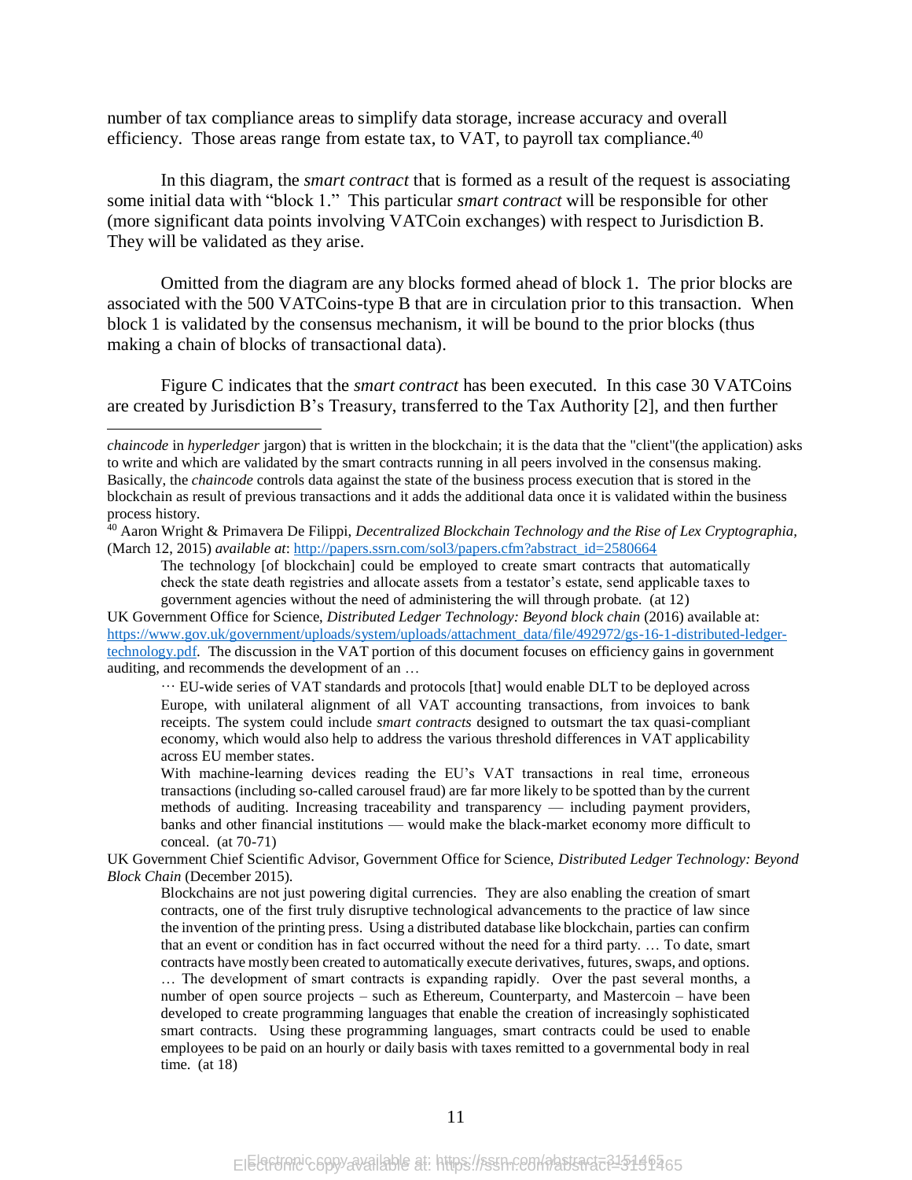number of tax compliance areas to simplify data storage, increase accuracy and overall efficiency. Those areas range from estate tax, to VAT, to payroll tax compliance.[40]

In this diagram, the *smart contract* that is formed as a result of the request is associating some initial data with "block 1." This particular *smart contract* will be responsible for other (more significant data points involving VATCoin exchanges) with respect to Jurisdiction B. They will be validated as they arise.

Omitted from the diagram are any blocks formed ahead of block 1. The prior blocks are associated with the 500 VATCoins-type B that are in circulation prior to this transaction. When block 1 is validated by the consensus mechanism, it will be bound to the prior blocks (thus making a chain of blocks of transactional data).

Figure C indicates that the *smart contract* has been executed. In this case 30 VATCoins are created by Jurisdiction B's Treasury, transferred to the Tax Authority [2], and then further

---

*chaincode* in *hyperledger* jargon) that is written in the blockchain; it is the data that the "client"(the application) asks to write and which are validated by the smart contracts running in all peers involved in the consensus making. Basically, the *chaincode* controls data against the state of the business process execution that is stored in the blockchain as result of previous transactions and it adds the additional data once it is validated within the business process history.

[40] Aaron Wright & Primavera De Filippi, *Decentralized Blockchain Technology and the Rise of Lex Cryptographia*, (March 12, 2015) *available at*: http://papers.ssrn.com/sol3/papers.cfm?abstract_id=2580664

> The technology [of blockchain] could be employed to create smart contracts that automatically check the state death registries and allocate assets from a testator's estate, send applicable taxes to government agencies without the need of administering the will through probate. (at 12)

UK Government Office for Science, *Distributed Ledger Technology: Beyond block chain* (2016) available at: https://www.gov.uk/government/uploads/system/uploads/attachment_data/file/492972/gs-16-1-distributed-ledger-technology.pdf. The discussion in the VAT portion of this document focuses on efficiency gains in government auditing, and recommends the development of an …

> … EU-wide series of VAT standards and protocols [that] would enable DLT to be deployed across Europe, with unilateral alignment of all VAT accounting transactions, from invoices to bank receipts. The system could include *smart contracts* designed to outsmart the tax quasi-compliant economy, which would also help to address the various threshold differences in VAT applicability across EU member states.
>
> With machine-learning devices reading the EU's VAT transactions in real time, erroneous transactions (including so-called carousel fraud) are far more likely to be spotted than by the current methods of auditing. Increasing traceability and transparency — including payment providers, banks and other financial institutions — would make the black-market economy more difficult to conceal. (at 70-71)

UK Government Chief Scientific Advisor, Government Office for Science, *Distributed Ledger Technology: Beyond Block Chain* (December 2015).

> Blockchains are not just powering digital currencies. They are also enabling the creation of smart contracts, one of the first truly disruptive technological advancements to the practice of law since the invention of the printing press. Using a distributed database like blockchain, parties can confirm that an event or condition has in fact occurred without the need for a third party. … To date, smart contracts have mostly been created to automatically execute derivatives, futures, swaps, and options. … The development of smart contracts is expanding rapidly. Over the past several months, a number of open source projects – such as Ethereum, Counterparty, and Mastercoin – have been developed to create programming languages that enable the creation of increasingly sophisticated smart contracts. Using these programming languages, smart contracts could be used to enable employees to be paid on an hourly or daily basis with taxes remitted to a governmental body in real time. (at 18)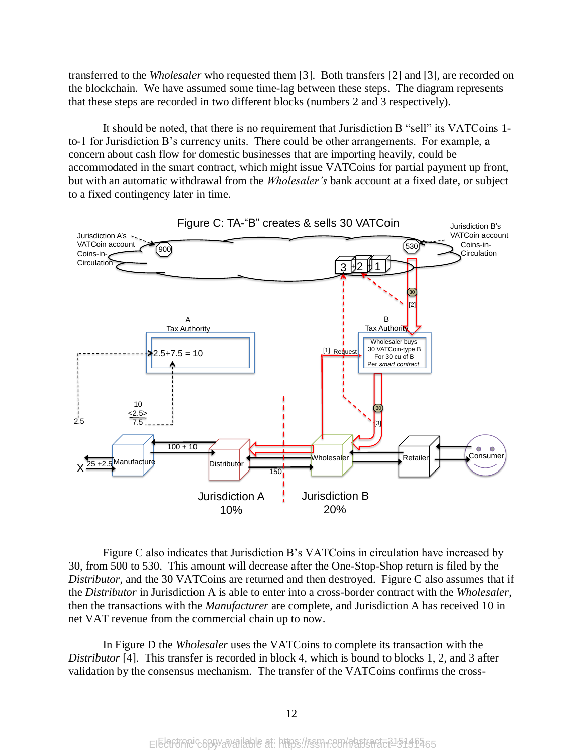transferred to the *Wholesaler* who requested them [3]. Both transfers [2] and [3], are recorded on the blockchain. We have assumed some time-lag between these steps. The diagram represents that these steps are recorded in two different blocks (numbers 2 and 3 respectively).

It should be noted, that there is no requirement that Jurisdiction B "sell" its VATCoins 1-to-1 for Jurisdiction B's currency units. There could be other arrangements. For example, a concern about cash flow for domestic businesses that are importing heavily, could be accommodated in the smart contract, which might issue VATCoins for partial payment up front, but with an automatic withdrawal from the *Wholesaler's* bank account at a fixed date, or subject to a fixed contingency later in time.

Figure C: TA-"B" creates & sells 30 VATCoin

Figure C also indicates that Jurisdiction B's VATCoins in circulation have increased by 30, from 500 to 530. This amount will decrease after the One-Stop-Shop return is filed by the *Distributor*, and the 30 VATCoins are returned and then destroyed. Figure C also assumes that if the *Distributor* in Jurisdiction A is able to enter into a cross-border contract with the *Wholesaler*, then the transactions with the *Manufacturer* are complete, and Jurisdiction A has received 10 in net VAT revenue from the commercial chain up to now.

In Figure D the *Wholesaler* uses the VATCoins to complete its transaction with the *Distributor* [4]. This transfer is recorded in block 4, which is bound to blocks 1, 2, and 3 after validation by the consensus mechanism. The transfer of the VATCoins confirms the cross-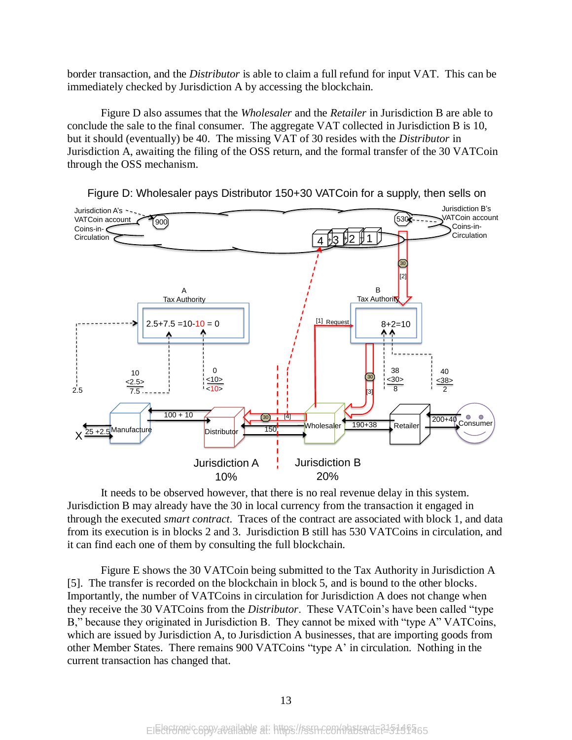border transaction, and the *Distributor* is able to claim a full refund for input VAT. This can be immediately checked by Jurisdiction A by accessing the blockchain.

Figure D also assumes that the *Wholesaler* and the *Retailer* in Jurisdiction B are able to conclude the sale to the final consumer. The aggregate VAT collected in Jurisdiction B is 10, but it should (eventually) be 40. The missing VAT of 30 resides with the *Distributor* in Jurisdiction A, awaiting the filing of the OSS return, and the formal transfer of the 30 VATCoin through the OSS mechanism.

Figure D: Wholesaler pays Distributor 150+30 VATCoin for a supply, then sells on

It needs to be observed however, that there is no real revenue delay in this system. Jurisdiction B may already have the 30 in local currency from the transaction it engaged in through the executed *smart contract*. Traces of the contract are associated with block 1, and data from its execution is in blocks 2 and 3. Jurisdiction B still has 530 VATCoins in circulation, and it can find each one of them by consulting the full blockchain.

Figure E shows the 30 VATCoin being submitted to the Tax Authority in Jurisdiction A [5]. The transfer is recorded on the blockchain in block 5, and is bound to the other blocks. Importantly, the number of VATCoins in circulation for Jurisdiction A does not change when they receive the 30 VATCoins from the *Distributor*. These VATCoin's have been called "type B," because they originated in Jurisdiction B. They cannot be mixed with "type A" VATCoins, which are issued by Jurisdiction A, to Jurisdiction A businesses, that are importing goods from other Member States. There remains 900 VATCoins "type A' in circulation. Nothing in the current transaction has changed that.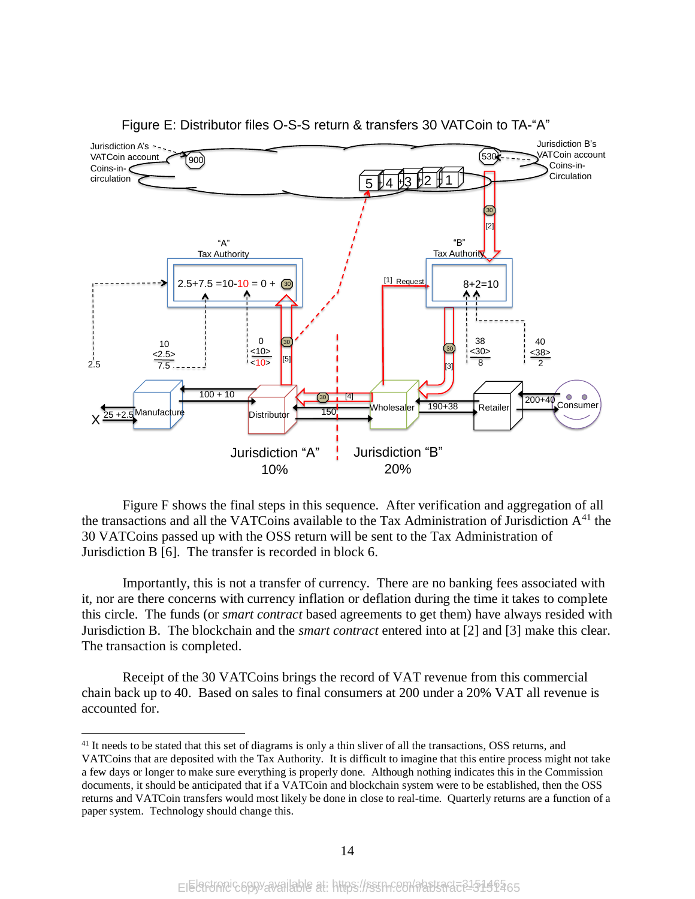Figure E: Distributor files O-S-S return & transfers 30 VATCoin to TA-"A"

Figure F shows the final steps in this sequence. After verification and aggregation of all the transactions and all the VATCoins available to the Tax Administration of Jurisdiction A[41] the 30 VATCoins passed up with the OSS return will be sent to the Tax Administration of Jurisdiction B [6]. The transfer is recorded in block 6.

Importantly, this is not a transfer of currency. There are no banking fees associated with it, nor are there concerns with currency inflation or deflation during the time it takes to complete this circle. The funds (or *smart contract* based agreements to get them) have always resided with Jurisdiction B. The blockchain and the *smart contract* entered into at [2] and [3] make this clear. The transaction is completed.

Receipt of the 30 VATCoins brings the record of VAT revenue from this commercial chain back up to 40. Based on sales to final consumers at 200 under a 20% VAT all revenue is accounted for.

---

[41] It needs to be stated that this set of diagrams is only a thin sliver of all the transactions, OSS returns, and VATCoins that are deposited with the Tax Authority. It is difficult to imagine that this entire process might not take a few days or longer to make sure everything is properly done. Although nothing indicates this in the Commission documents, it should be anticipated that if a VATCoin and blockchain system were to be established, then the OSS returns and VATCoin transfers would most likely be done in close to real-time. Quarterly returns are a function of a paper system. Technology should change this.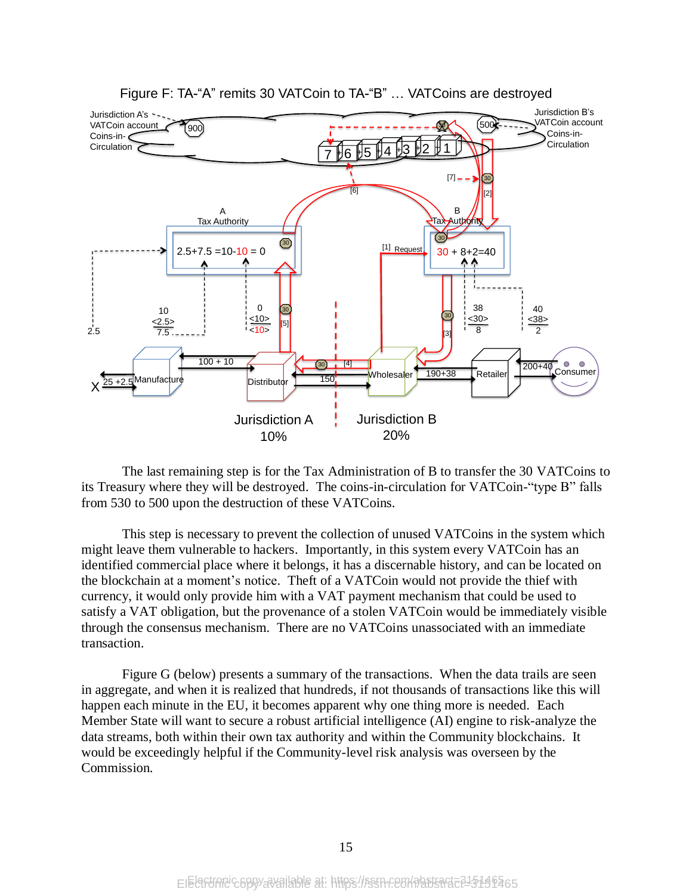Figure F: TA-“A” remits 30 VATCoin to TA-“B” … VATCoins are destroyed

The last remaining step is for the Tax Administration of B to transfer the 30 VATCoins to its Treasury where they will be destroyed. The coins-in-circulation for VATCoin-“type B” falls from 530 to 500 upon the destruction of these VATCoins.

This step is necessary to prevent the collection of unused VATCoins in the system which might leave them vulnerable to hackers. Importantly, in this system every VATCoin has an identified commercial place where it belongs, it has a discernable history, and can be located on the blockchain at a moment’s notice. Theft of a VATCoin would not provide the thief with currency, it would only provide him with a VAT payment mechanism that could be used to satisfy a VAT obligation, but the provenance of a stolen VATCoin would be immediately visible through the consensus mechanism. There are no VATCoins unassociated with an immediate transaction.

Figure G (below) presents a summary of the transactions. When the data trails are seen in aggregate, and when it is realized that hundreds, if not thousands of transactions like this will happen each minute in the EU, it becomes apparent why one thing more is needed. Each Member State will want to secure a robust artificial intelligence (AI) engine to risk-analyze the data streams, both within their own tax authority and within the Community blockchains. It would be exceedingly helpful if the Community-level risk analysis was overseen by the Commission.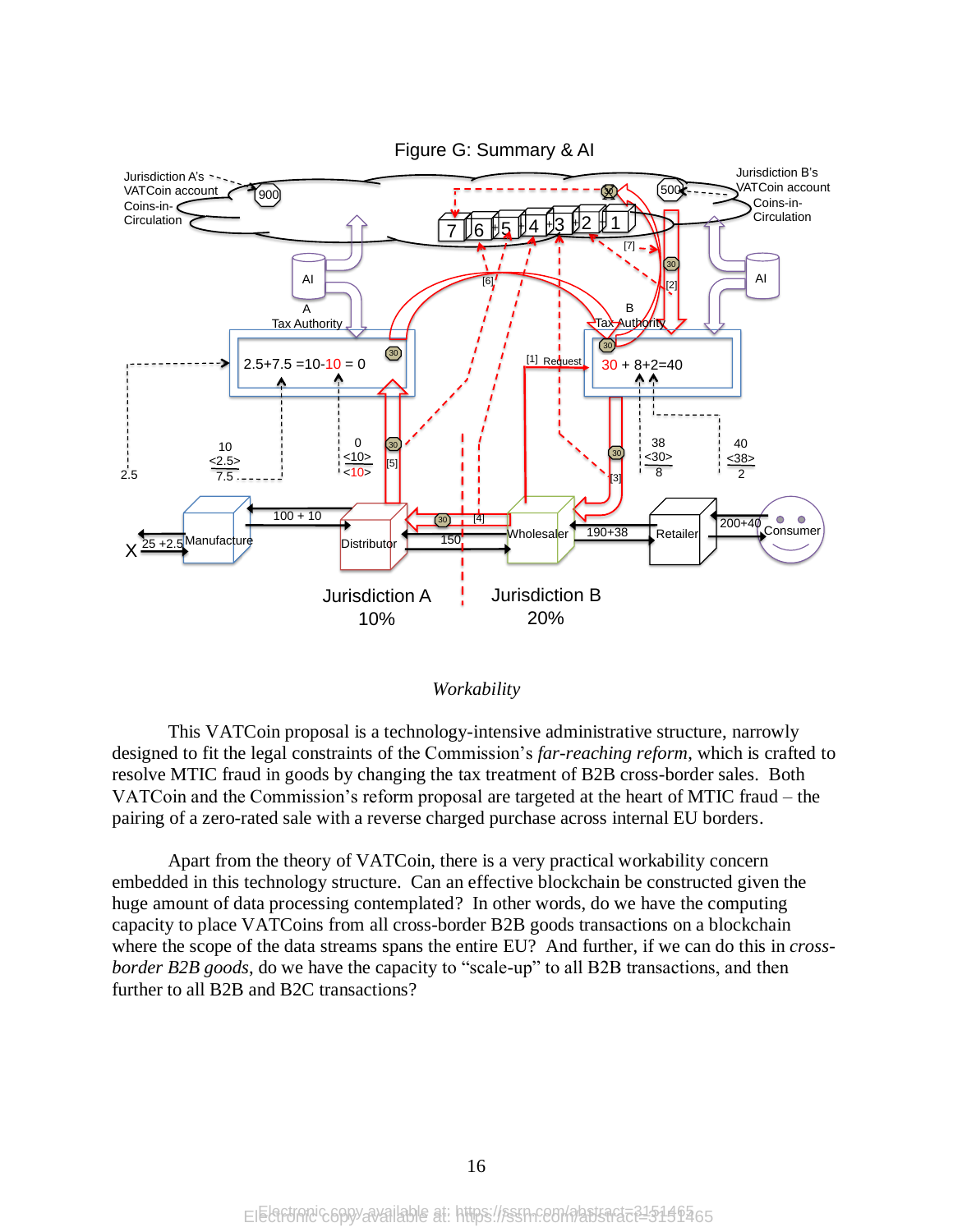Figure G: Summary & AI

*Workability*

This VATCoin proposal is a technology-intensive administrative structure, narrowly designed to fit the legal constraints of the Commission's *far-reaching reform*, which is crafted to resolve MTIC fraud in goods by changing the tax treatment of B2B cross-border sales. Both VATCoin and the Commission's reform proposal are targeted at the heart of MTIC fraud – the pairing of a zero-rated sale with a reverse charged purchase across internal EU borders.

Apart from the theory of VATCoin, there is a very practical workability concern embedded in this technology structure. Can an effective blockchain be constructed given the huge amount of data processing contemplated? In other words, do we have the computing capacity to place VATCoins from all cross-border B2B goods transactions on a blockchain where the scope of the data streams spans the entire EU? And further, if we can do this in *cross-border B2B goods*, do we have the capacity to "scale-up" to all B2B transactions, and then further to all B2B and B2C transactions?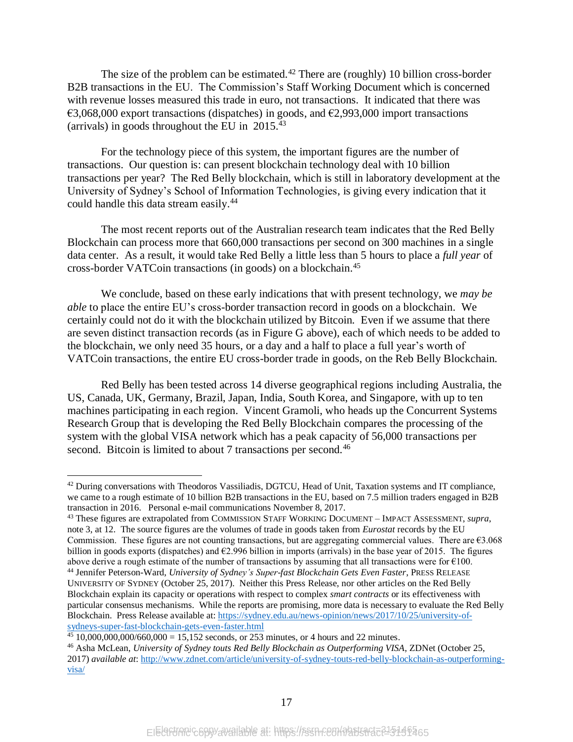The size of the problem can be estimated.[42] There are (roughly) 10 billion cross-border B2B transactions in the EU. The Commission's Staff Working Document which is concerned with revenue losses measured this trade in euro, not transactions. It indicated that there was €3,068,000 export transactions (dispatches) in goods, and €2,993,000 import transactions (arrivals) in goods throughout the EU in 2015.[43]

For the technology piece of this system, the important figures are the number of transactions. Our question is: can present blockchain technology deal with 10 billion transactions per year? The Red Belly blockchain, which is still in laboratory development at the University of Sydney's School of Information Technologies, is giving every indication that it could handle this data stream easily.[44]

The most recent reports out of the Australian research team indicates that the Red Belly Blockchain can process more that 660,000 transactions per second on 300 machines in a single data center. As a result, it would take Red Belly a little less than 5 hours to place a *full year* of cross-border VATCoin transactions (in goods) on a blockchain.[45]

We conclude, based on these early indications that with present technology, we *may be able* to place the entire EU's cross-border transaction record in goods on a blockchain. We certainly could not do it with the blockchain utilized by Bitcoin. Even if we assume that there are seven distinct transaction records (as in Figure G above), each of which needs to be added to the blockchain, we only need 35 hours, or a day and a half to place a full year's worth of VATCoin transactions, the entire EU cross-border trade in goods, on the Reb Belly Blockchain.

Red Belly has been tested across 14 diverse geographical regions including Australia, the US, Canada, UK, Germany, Brazil, Japan, India, South Korea, and Singapore, with up to ten machines participating in each region. Vincent Gramoli, who heads up the Concurrent Systems Research Group that is developing the Red Belly Blockchain compares the processing of the system with the global VISA network which has a peak capacity of 56,000 transactions per second. Bitcoin is limited to about 7 transactions per second.[46]

---

[42] During conversations with Theodoros Vassiliadis, DGTCU, Head of Unit, Taxation systems and IT compliance, we came to a rough estimate of 10 billion B2B transactions in the EU, based on 7.5 million traders engaged in B2B transaction in 2016. Personal e-mail communications November 8, 2017.

[43] These figures are extrapolated from COMMISSION STAFF WORKING DOCUMENT – IMPACT ASSESSMENT, *supra*, note 3, at 12. The source figures are the volumes of trade in goods taken from *Eurostat* records by the EU Commission. These figures are not counting transactions, but are aggregating commercial values. There are €3.068 billion in goods exports (dispatches) and €2.996 billion in imports (arrivals) in the base year of 2015. The figures above derive a rough estimate of the number of transactions by assuming that all transactions were for €100.

[44] Jennifer Peterson-Ward, *University of Sydney's Super-fast Blockchain Gets Even Faster*, PRESS RELEASE UNIVERSITY OF SYDNEY (October 25, 2017). Neither this Press Release, nor other articles on the Red Belly Blockchain explain its capacity or operations with respect to complex *smart contracts* or its effectiveness with particular consensus mechanisms. While the reports are promising, more data is necessary to evaluate the Red Belly Blockchain. Press Release available at: https://sydney.edu.au/news-opinion/news/2017/10/25/university-of-sydneys-super-fast-blockchain-gets-even-faster.html

[45] 10,000,000,000/660,000 = 15,152 seconds, or 253 minutes, or 4 hours and 22 minutes.

[46] Asha McLean, *University of Sydney touts Red Belly Blockchain as Outperforming VISA*, ZDNet (October 25, 2017) *available at*: http://www.zdnet.com/article/university-of-sydney-touts-red-belly-blockchain-as-outperforming-visa/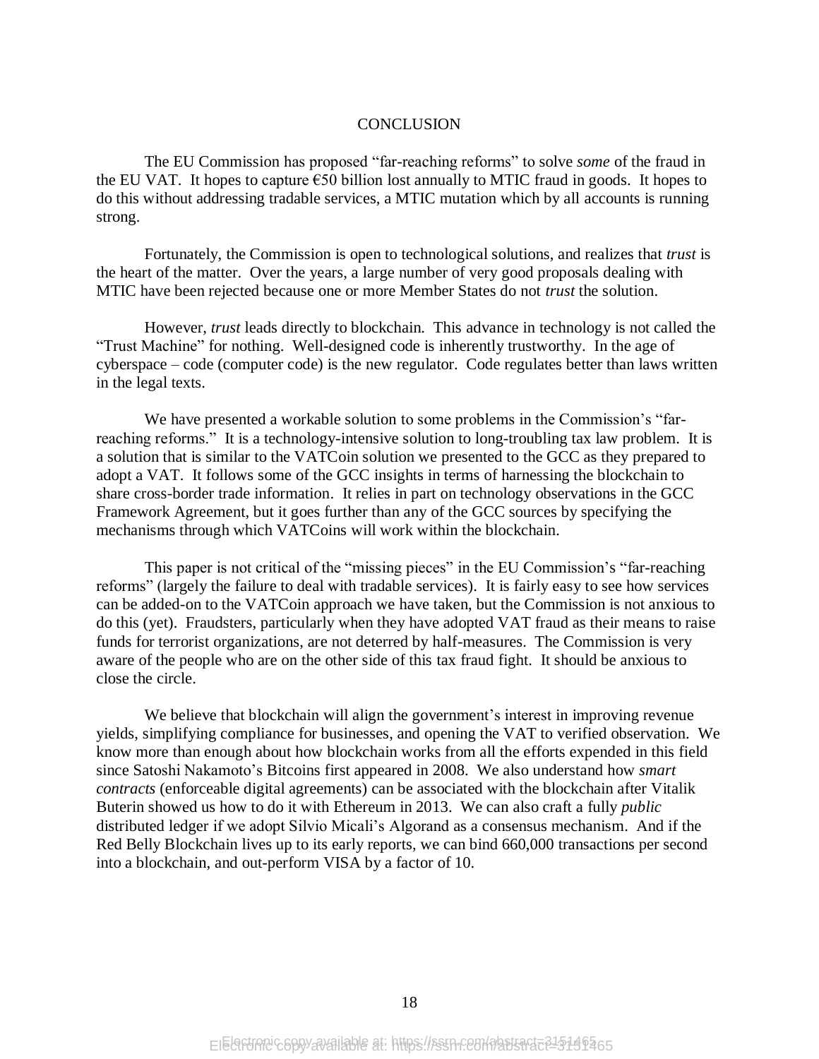## CONCLUSION

The EU Commission has proposed "far-reaching reforms" to solve *some* of the fraud in the EU VAT. It hopes to capture €50 billion lost annually to MTIC fraud in goods. It hopes to do this without addressing tradable services, a MTIC mutation which by all accounts is running strong.

Fortunately, the Commission is open to technological solutions, and realizes that *trust* is the heart of the matter. Over the years, a large number of very good proposals dealing with MTIC have been rejected because one or more Member States do not *trust* the solution.

However, *trust* leads directly to blockchain. This advance in technology is not called the "Trust Machine" for nothing. Well-designed code is inherently trustworthy. In the age of cyberspace – code (computer code) is the new regulator. Code regulates better than laws written in the legal texts.

We have presented a workable solution to some problems in the Commission's "far-reaching reforms." It is a technology-intensive solution to long-troubling tax law problem. It is a solution that is similar to the VATCoin solution we presented to the GCC as they prepared to adopt a VAT. It follows some of the GCC insights in terms of harnessing the blockchain to share cross-border trade information. It relies in part on technology observations in the GCC Framework Agreement, but it goes further than any of the GCC sources by specifying the mechanisms through which VATCoins will work within the blockchain.

This paper is not critical of the "missing pieces" in the EU Commission's "far-reaching reforms" (largely the failure to deal with tradable services). It is fairly easy to see how services can be added-on to the VATCoin approach we have taken, but the Commission is not anxious to do this (yet). Fraudsters, particularly when they have adopted VAT fraud as their means to raise funds for terrorist organizations, are not deterred by half-measures. The Commission is very aware of the people who are on the other side of this tax fraud fight. It should be anxious to close the circle.

We believe that blockchain will align the government's interest in improving revenue yields, simplifying compliance for businesses, and opening the VAT to verified observation. We know more than enough about how blockchain works from all the efforts expended in this field since Satoshi Nakamoto's Bitcoins first appeared in 2008. We also understand how *smart contracts* (enforceable digital agreements) can be associated with the blockchain after Vitalik Buterin showed us how to do it with Ethereum in 2013. We can also craft a fully *public* distributed ledger if we adopt Silvio Micali's Algorand as a consensus mechanism. And if the Red Belly Blockchain lives up to its early reports, we can bind 660,000 transactions per second into a blockchain, and out-perform VISA by a factor of 10.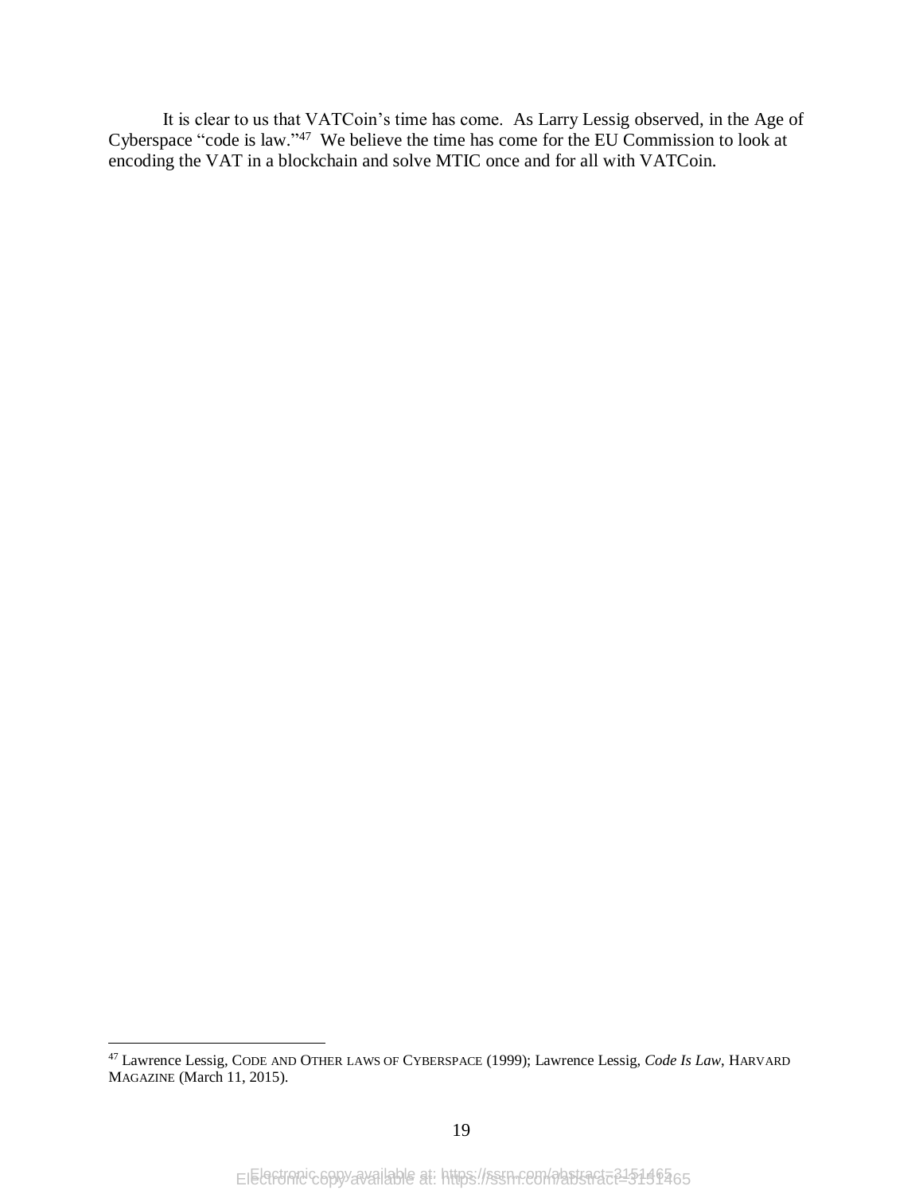It is clear to us that VATCoin's time has come. As Larry Lessig observed, in the Age of Cyberspace "code is law."[47] We believe the time has come for the EU Commission to look at encoding the VAT in a blockchain and solve MTIC once and for all with VATCoin.

---

[47] Lawrence Lessig, CODE AND OTHER LAWS OF CYBERSPACE (1999); Lawrence Lessig, *Code Is Law*, HARVARD MAGAZINE (March 11, 2015).